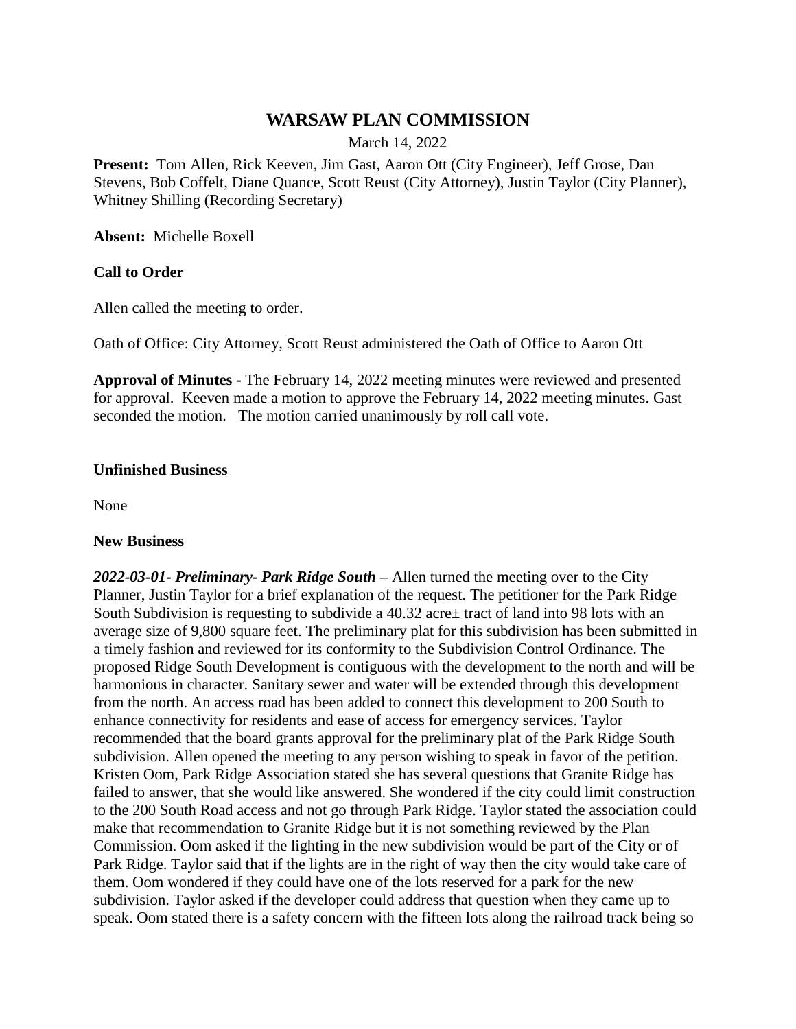# WARSAW PLAN COMMISSION

March 14, 2022

**Present:** Tom Allen, Rick Keeven, Jim Gast, Aaron Ott (City Engineer), Jeff Grose, Dan Stevens, Bob Coffelt, Diane Quance, Scott Reust (City Attorney), Justin Taylor (City Planner), Whitney Shilling (Recording Secretary)

**Absent:** Michelle Boxell

**Call to Order**

Allen called the meeting to order.

Oath of Office: City Attorney, Scott Reust administered the Oath of Office to Aaron Ott

**Approval of Minutes -** The February 14, 2022 meeting minutes were reviewed and presented for approval. Keeven made a motion to approve the February 14, 2022 meeting minutes. Gast seconded the motion. The motion carried unanimously by roll call vote.

**Unfinished Business**

None

**New Business**

***2022-03-01- Preliminary- Park Ridge South –*** Allen turned the meeting over to the City Planner, Justin Taylor for a brief explanation of the request. The petitioner for the Park Ridge South Subdivision is requesting to subdivide a 40.32 acre± tract of land into 98 lots with an average size of 9,800 square feet. The preliminary plat for this subdivision has been submitted in a timely fashion and reviewed for its conformity to the Subdivision Control Ordinance. The proposed Ridge South Development is contiguous with the development to the north and will be harmonious in character. Sanitary sewer and water will be extended through this development from the north. An access road has been added to connect this development to 200 South to enhance connectivity for residents and ease of access for emergency services. Taylor recommended that the board grants approval for the preliminary plat of the Park Ridge South subdivision. Allen opened the meeting to any person wishing to speak in favor of the petition. Kristen Oom, Park Ridge Association stated she has several questions that Granite Ridge has failed to answer, that she would like answered. She wondered if the city could limit construction to the 200 South Road access and not go through Park Ridge. Taylor stated the association could make that recommendation to Granite Ridge but it is not something reviewed by the Plan Commission. Oom asked if the lighting in the new subdivision would be part of the City or of Park Ridge. Taylor said that if the lights are in the right of way then the city would take care of them. Oom wondered if they could have one of the lots reserved for a park for the new subdivision. Taylor asked if the developer could address that question when they came up to speak. Oom stated there is a safety concern with the fifteen lots along the railroad track being so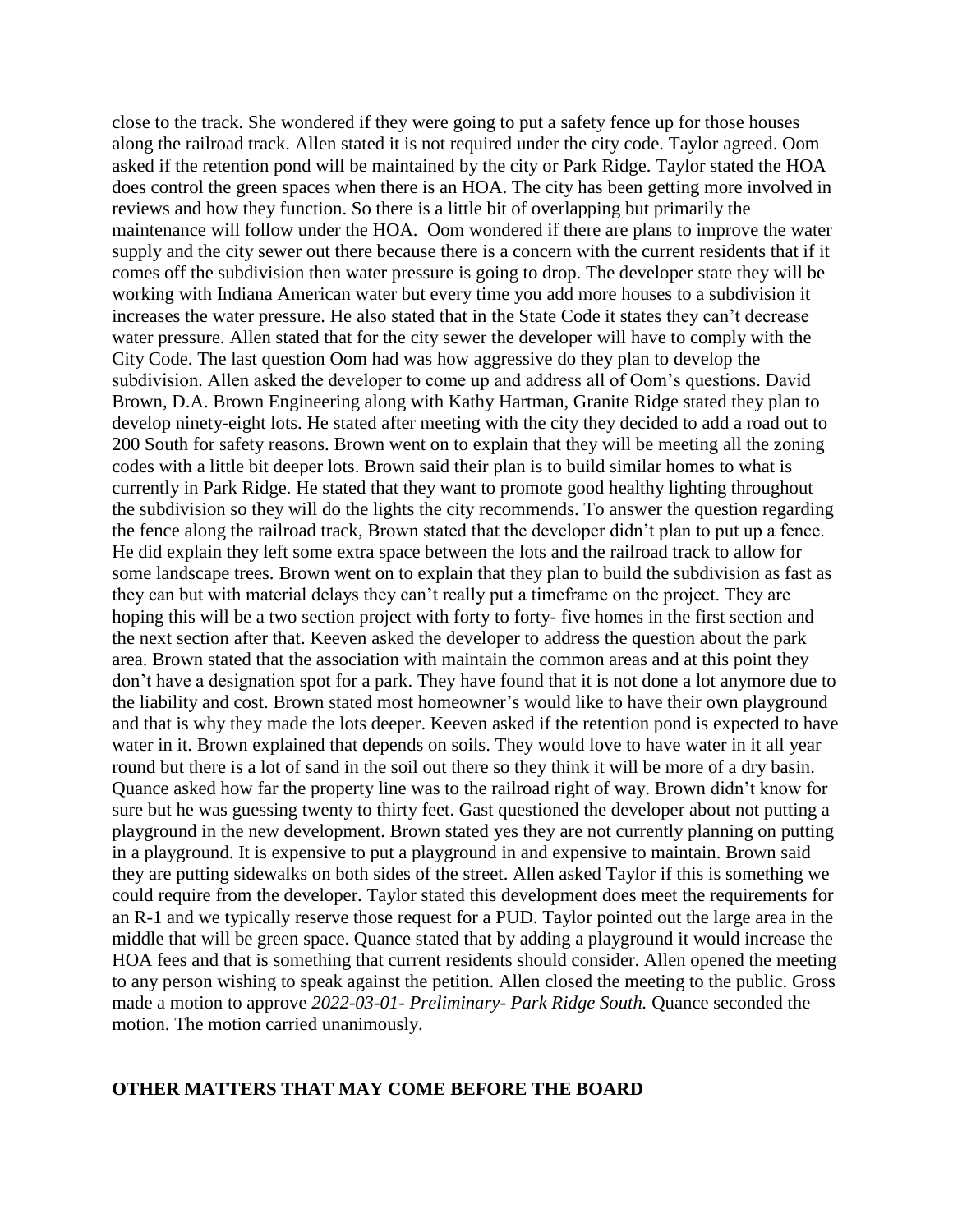close to the track. She wondered if they were going to put a safety fence up for those houses along the railroad track. Allen stated it is not required under the city code. Taylor agreed. Oom asked if the retention pond will be maintained by the city or Park Ridge. Taylor stated the HOA does control the green spaces when there is an HOA. The city has been getting more involved in reviews and how they function. So there is a little bit of overlapping but primarily the maintenance will follow under the HOA. Oom wondered if there are plans to improve the water supply and the city sewer out there because there is a concern with the current residents that if it comes off the subdivision then water pressure is going to drop. The developer state they will be working with Indiana American water but every time you add more houses to a subdivision it increases the water pressure. He also stated that in the State Code it states they can't decrease water pressure. Allen stated that for the city sewer the developer will have to comply with the City Code. The last question Oom had was how aggressive do they plan to develop the subdivision. Allen asked the developer to come up and address all of Oom's questions. David Brown, D.A. Brown Engineering along with Kathy Hartman, Granite Ridge stated they plan to develop ninety-eight lots. He stated after meeting with the city they decided to add a road out to 200 South for safety reasons. Brown went on to explain that they will be meeting all the zoning codes with a little bit deeper lots. Brown said their plan is to build similar homes to what is currently in Park Ridge. He stated that they want to promote good healthy lighting throughout the subdivision so they will do the lights the city recommends. To answer the question regarding the fence along the railroad track, Brown stated that the developer didn't plan to put up a fence. He did explain they left some extra space between the lots and the railroad track to allow for some landscape trees. Brown went on to explain that they plan to build the subdivision as fast as they can but with material delays they can't really put a timeframe on the project. They are hoping this will be a two section project with forty to forty- five homes in the first section and the next section after that. Keeven asked the developer to address the question about the park area. Brown stated that the association with maintain the common areas and at this point they don't have a designation spot for a park. They have found that it is not done a lot anymore due to the liability and cost. Brown stated most homeowner's would like to have their own playground and that is why they made the lots deeper. Keeven asked if the retention pond is expected to have water in it. Brown explained that depends on soils. They would love to have water in it all year round but there is a lot of sand in the soil out there so they think it will be more of a dry basin. Quance asked how far the property line was to the railroad right of way. Brown didn't know for sure but he was guessing twenty to thirty feet. Gast questioned the developer about not putting a playground in the new development. Brown stated yes they are not currently planning on putting in a playground. It is expensive to put a playground in and expensive to maintain. Brown said they are putting sidewalks on both sides of the street. Allen asked Taylor if this is something we could require from the developer. Taylor stated this development does meet the requirements for an R-1 and we typically reserve those request for a PUD. Taylor pointed out the large area in the middle that will be green space. Quance stated that by adding a playground it would increase the HOA fees and that is something that current residents should consider. Allen opened the meeting to any person wishing to speak against the petition. Allen closed the meeting to the public. Gross made a motion to approve *2022-03-01- Preliminary- Park Ridge South.* Quance seconded the motion. The motion carried unanimously.

**OTHER MATTERS THAT MAY COME BEFORE THE BOARD**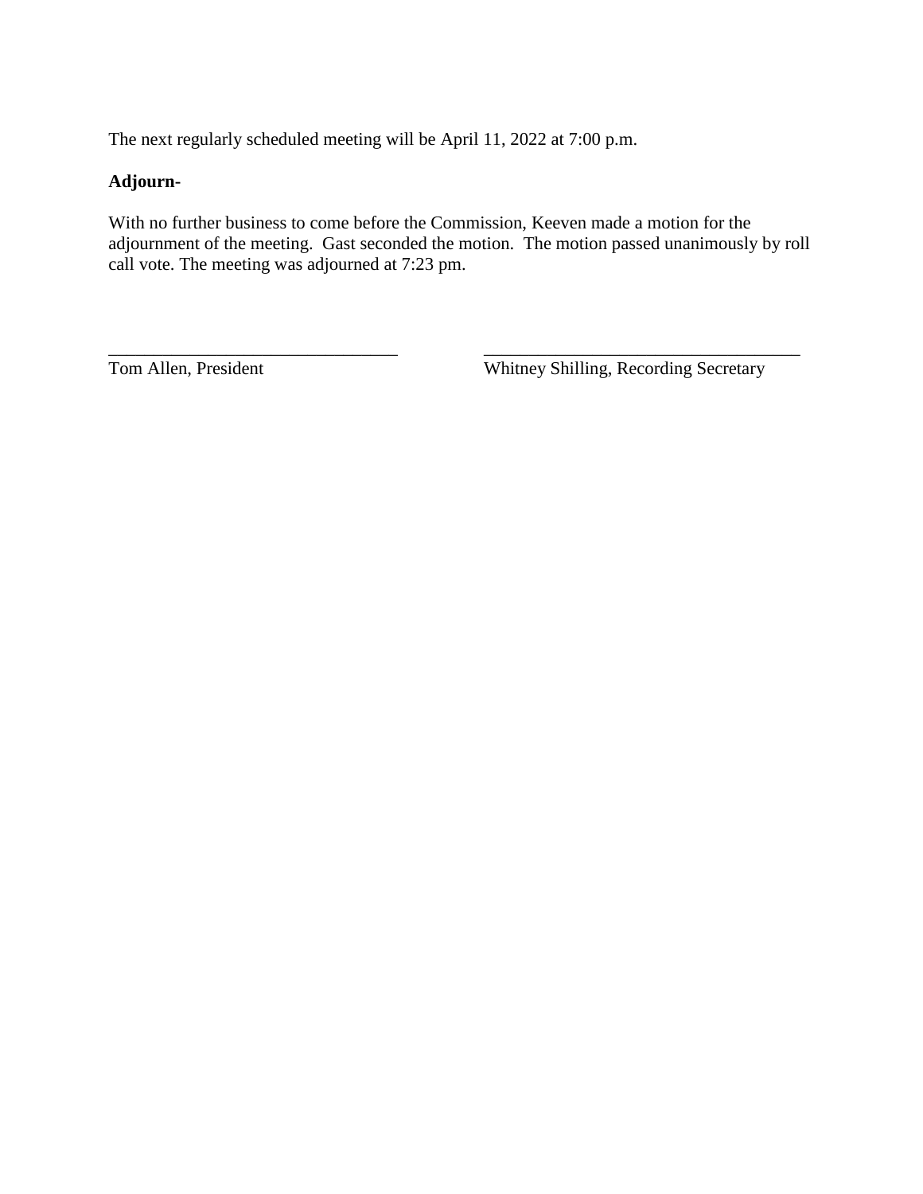The next regularly scheduled meeting will be April 11, 2022 at 7:00 p.m.

**Adjourn-**

With no further business to come before the Commission, Keeven made a motion for the adjournment of the meeting. Gast seconded the motion. The motion passed unanimously by roll call vote. The meeting was adjourned at 7:23 pm.

| | |
|---|---|
| _______________________________ | __________________________________ |
| Tom Allen, President | Whitney Shilling, Recording Secretary |